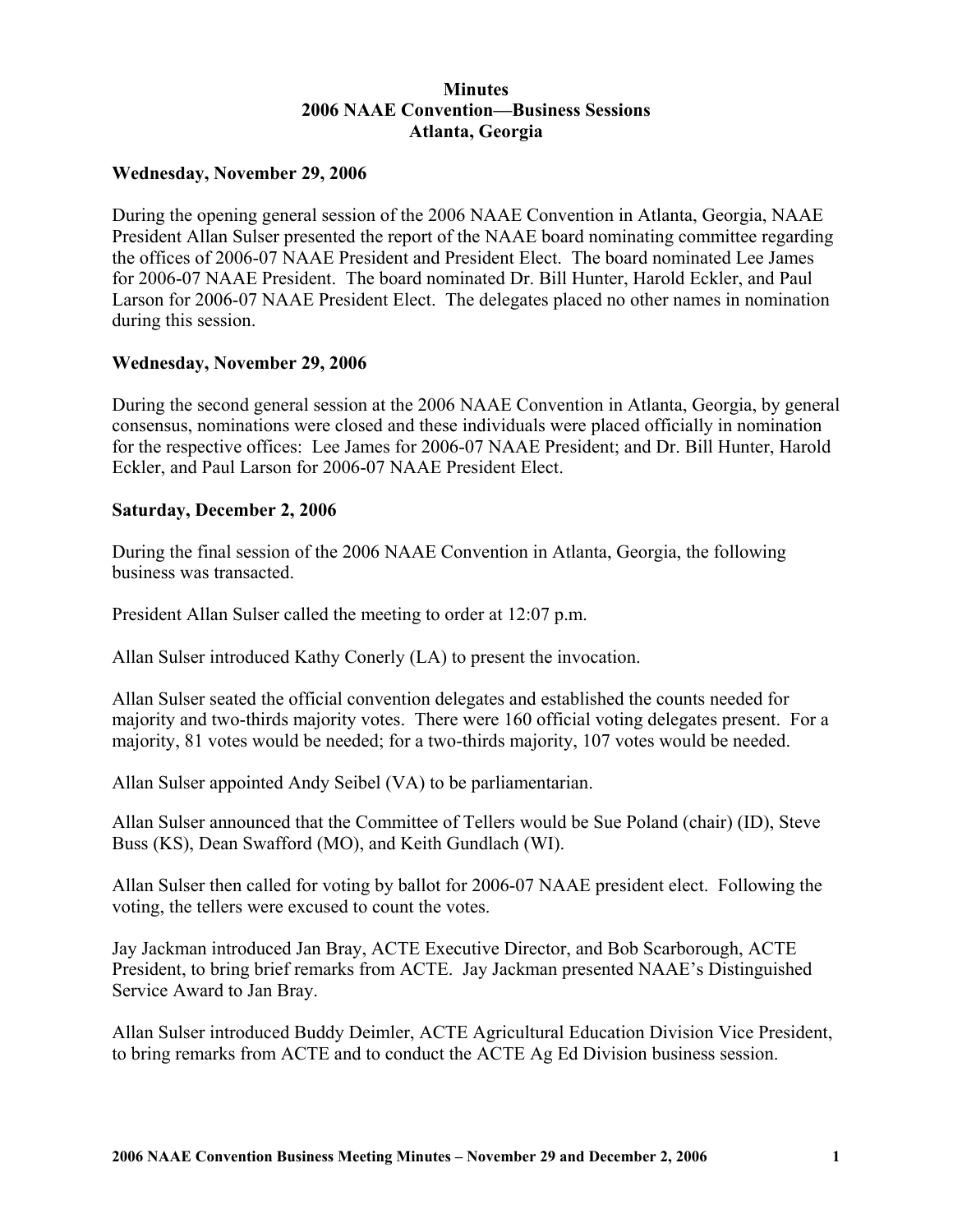# Minutes
## 2006 NAAE Convention—Business Sessions
## Atlanta, Georgia

**Wednesday, November 29, 2006**

During the opening general session of the 2006 NAAE Convention in Atlanta, Georgia, NAAE President Allan Sulser presented the report of the NAAE board nominating committee regarding the offices of 2006-07 NAAE President and President Elect. The board nominated Lee James for 2006-07 NAAE President. The board nominated Dr. Bill Hunter, Harold Eckler, and Paul Larson for 2006-07 NAAE President Elect. The delegates placed no other names in nomination during this session.

**Wednesday, November 29, 2006**

During the second general session at the 2006 NAAE Convention in Atlanta, Georgia, by general consensus, nominations were closed and these individuals were placed officially in nomination for the respective offices: Lee James for 2006-07 NAAE President; and Dr. Bill Hunter, Harold Eckler, and Paul Larson for 2006-07 NAAE President Elect.

**Saturday, December 2, 2006**

During the final session of the 2006 NAAE Convention in Atlanta, Georgia, the following business was transacted.

President Allan Sulser called the meeting to order at 12:07 p.m.

Allan Sulser introduced Kathy Conerly (LA) to present the invocation.

Allan Sulser seated the official convention delegates and established the counts needed for majority and two-thirds majority votes. There were 160 official voting delegates present. For a majority, 81 votes would be needed; for a two-thirds majority, 107 votes would be needed.

Allan Sulser appointed Andy Seibel (VA) to be parliamentarian.

Allan Sulser announced that the Committee of Tellers would be Sue Poland (chair) (ID), Steve Buss (KS), Dean Swafford (MO), and Keith Gundlach (WI).

Allan Sulser then called for voting by ballot for 2006-07 NAAE president elect. Following the voting, the tellers were excused to count the votes.

Jay Jackman introduced Jan Bray, ACTE Executive Director, and Bob Scarborough, ACTE President, to bring brief remarks from ACTE. Jay Jackman presented NAAE's Distinguished Service Award to Jan Bray.

Allan Sulser introduced Buddy Deimler, ACTE Agricultural Education Division Vice President, to bring remarks from ACTE and to conduct the ACTE Ag Ed Division business session.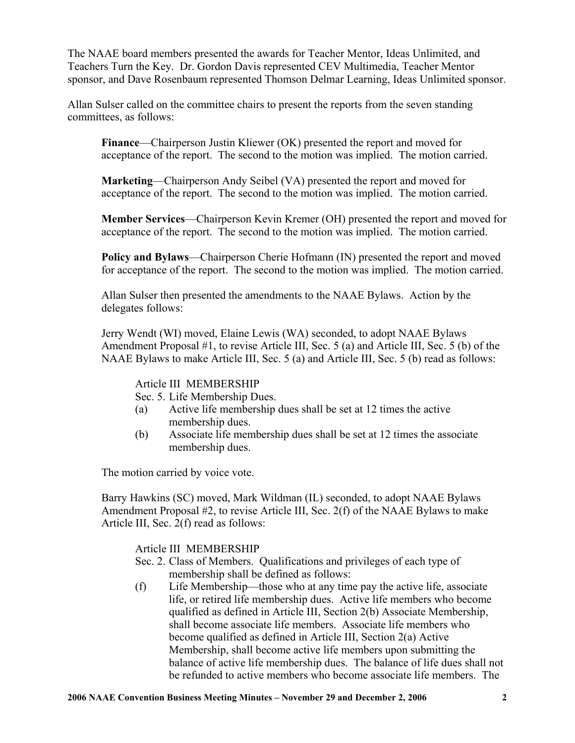The NAAE board members presented the awards for Teacher Mentor, Ideas Unlimited, and Teachers Turn the Key. Dr. Gordon Davis represented CEV Multimedia, Teacher Mentor sponsor, and Dave Rosenbaum represented Thomson Delmar Learning, Ideas Unlimited sponsor.

Allan Sulser called on the committee chairs to present the reports from the seven standing committees, as follows:

> **Finance**—Chairperson Justin Kliewer (OK) presented the report and moved for acceptance of the report. The second to the motion was implied. The motion carried.
>
> **Marketing**—Chairperson Andy Seibel (VA) presented the report and moved for acceptance of the report. The second to the motion was implied. The motion carried.
>
> **Member Services**—Chairperson Kevin Kremer (OH) presented the report and moved for acceptance of the report. The second to the motion was implied. The motion carried.
>
> **Policy and Bylaws**—Chairperson Cherie Hofmann (IN) presented the report and moved for acceptance of the report. The second to the motion was implied. The motion carried.
>
> Allan Sulser then presented the amendments to the NAAE Bylaws. Action by the delegates follows:
>
> Jerry Wendt (WI) moved, Elaine Lewis (WA) seconded, to adopt NAAE Bylaws Amendment Proposal #1, to revise Article III, Sec. 5 (a) and Article III, Sec. 5 (b) of the NAAE Bylaws to make Article III, Sec. 5 (a) and Article III, Sec. 5 (b) read as follows:
>
> > Article III MEMBERSHIP
> >
> > Sec. 5. Life Membership Dues.
> >
> > (a) Active life membership dues shall be set at 12 times the active membership dues.
> >
> > (b) Associate life membership dues shall be set at 12 times the associate membership dues.
>
> The motion carried by voice vote.
>
> Barry Hawkins (SC) moved, Mark Wildman (IL) seconded, to adopt NAAE Bylaws Amendment Proposal #2, to revise Article III, Sec. 2(f) of the NAAE Bylaws to make Article III, Sec. 2(f) read as follows:
>
> > Article III MEMBERSHIP
> >
> > Sec. 2. Class of Members. Qualifications and privileges of each type of membership shall be defined as follows:
> >
> > (f) Life Membership—those who at any time pay the active life, associate life, or retired life membership dues. Active life members who become qualified as defined in Article III, Section 2(b) Associate Membership, shall become associate life members. Associate life members who become qualified as defined in Article III, Section 2(a) Active Membership, shall become active life members upon submitting the balance of active life membership dues. The balance of life dues shall not be refunded to active members who become associate life members. The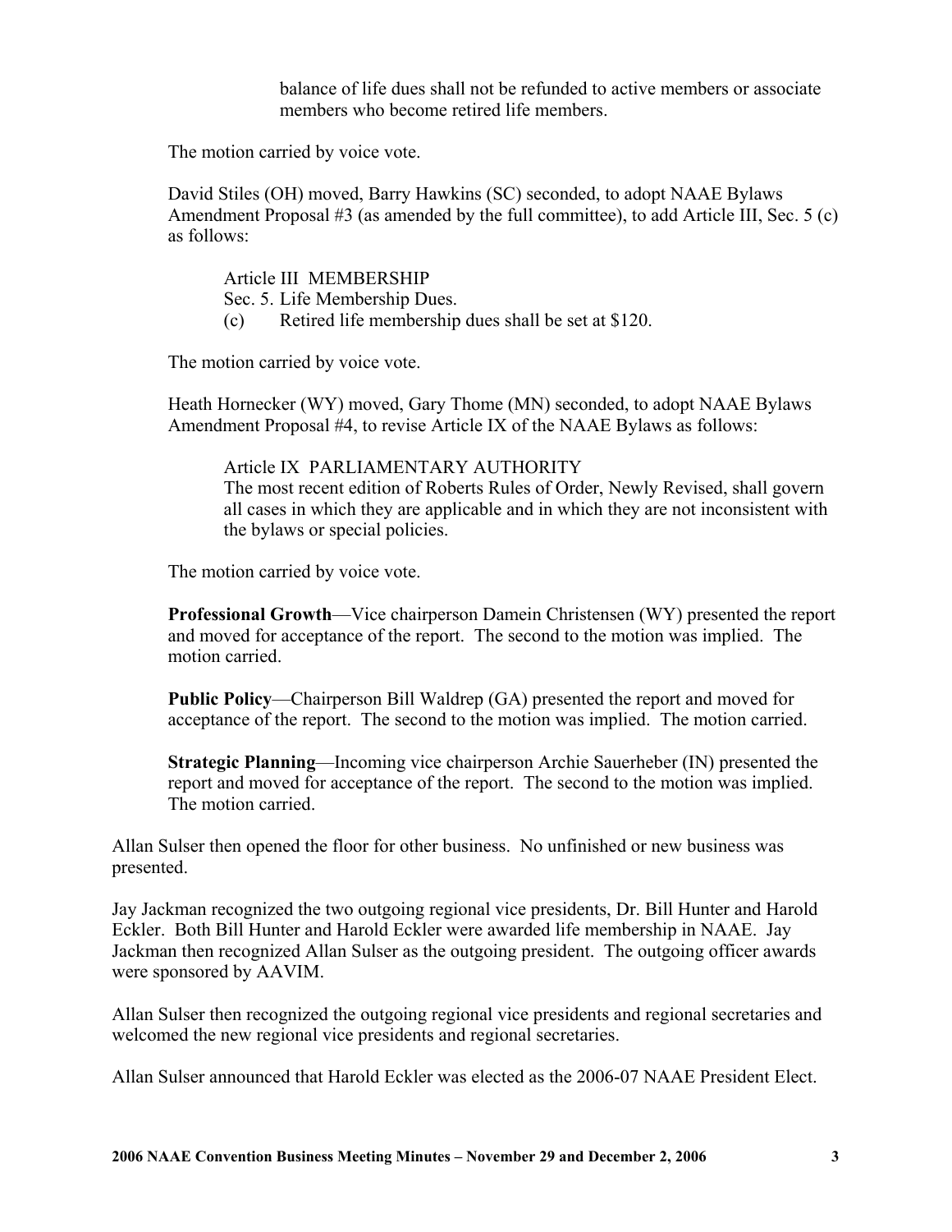balance of life dues shall not be refunded to active members or associate members who become retired life members.

The motion carried by voice vote.

David Stiles (OH) moved, Barry Hawkins (SC) seconded, to adopt NAAE Bylaws Amendment Proposal #3 (as amended by the full committee), to add Article III, Sec. 5 (c) as follows:

> Article III MEMBERSHIP
> Sec. 5. Life Membership Dues.
> (c) Retired life membership dues shall be set at $120.

The motion carried by voice vote.

Heath Hornecker (WY) moved, Gary Thome (MN) seconded, to adopt NAAE Bylaws Amendment Proposal #4, to revise Article IX of the NAAE Bylaws as follows:

> Article IX PARLIAMENTARY AUTHORITY
> The most recent edition of Roberts Rules of Order, Newly Revised, shall govern all cases in which they are applicable and in which they are not inconsistent with the bylaws or special policies.

The motion carried by voice vote.

**Professional Growth**—Vice chairperson Damein Christensen (WY) presented the report and moved for acceptance of the report. The second to the motion was implied. The motion carried.

**Public Policy**—Chairperson Bill Waldrep (GA) presented the report and moved for acceptance of the report. The second to the motion was implied. The motion carried.

**Strategic Planning**—Incoming vice chairperson Archie Sauerheber (IN) presented the report and moved for acceptance of the report. The second to the motion was implied. The motion carried.

Allan Sulser then opened the floor for other business. No unfinished or new business was presented.

Jay Jackman recognized the two outgoing regional vice presidents, Dr. Bill Hunter and Harold Eckler. Both Bill Hunter and Harold Eckler were awarded life membership in NAAE. Jay Jackman then recognized Allan Sulser as the outgoing president. The outgoing officer awards were sponsored by AAVIM.

Allan Sulser then recognized the outgoing regional vice presidents and regional secretaries and welcomed the new regional vice presidents and regional secretaries.

Allan Sulser announced that Harold Eckler was elected as the 2006-07 NAAE President Elect.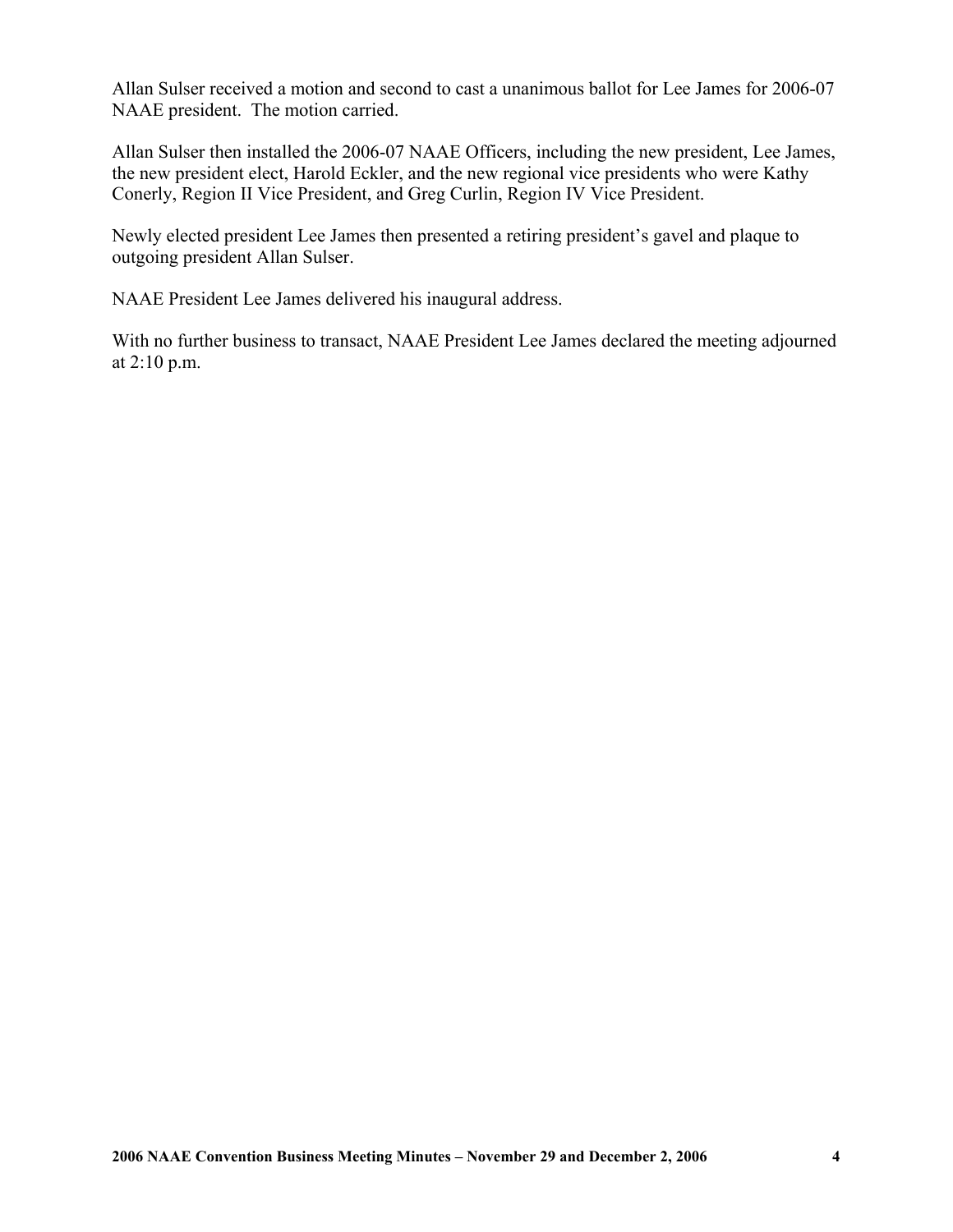Allan Sulser received a motion and second to cast a unanimous ballot for Lee James for 2006-07 NAAE president. The motion carried.

Allan Sulser then installed the 2006-07 NAAE Officers, including the new president, Lee James, the new president elect, Harold Eckler, and the new regional vice presidents who were Kathy Conerly, Region II Vice President, and Greg Curlin, Region IV Vice President.

Newly elected president Lee James then presented a retiring president's gavel and plaque to outgoing president Allan Sulser.

NAAE President Lee James delivered his inaugural address.

With no further business to transact, NAAE President Lee James declared the meeting adjourned at 2:10 p.m.